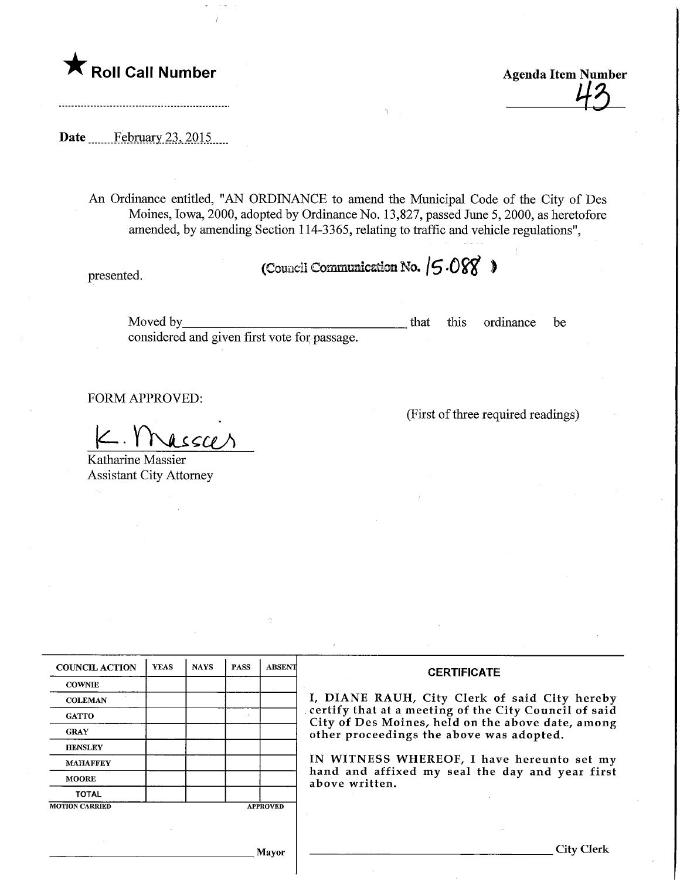★ **Roll Call Number**

..............................................................

**Agenda Item Number**

43

**Date** February 23, 2015

An Ordinance entitled, "AN ORDINANCE to amend the Municipal Code of the City of Des Moines, Iowa, 2000, adopted by Ordinance No. 13,827, passed June 5, 2000, as heretofore amended, by amending Section 114-3365, relating to traffic and vehicle regulations",

presented.

(Council Communication No. 15-088 )

Moved by\_\_\_\_\_\_\_\_\_\_\_\_\_\_\_\_\_\_\_\_\_\_\_\_\_\_\_\_\_\_\_\_ that this ordinance be considered and given first vote for passage.

FORM APPROVED:

K. Massier

Katharine Massier
Assistant City Attorney

(First of three required readings)

| COUNCIL ACTION | YEAS | NAYS | PASS | ABSENT |
|---|---|---|---|---|
| COWNIE | | | | |
| COLEMAN | | | | |
| GATTO | | | | |
| GRAY | | | | |
| HENSLEY | | | | |
| MAHAFFEY | | | | |
| MOORE | | | | |
| TOTAL | | | | |

MOTION CARRIED APPROVED

\_\_\_\_\_\_\_\_\_\_\_\_\_\_\_\_\_\_\_\_\_\_\_\_\_\_\_\_\_\_ Mayor

**CERTIFICATE**

I, DIANE RAUH, City Clerk of said City hereby certify that at a meeting of the City Council of said City of Des Moines, held on the above date, among other proceedings the above was adopted.

IN WITNESS WHEREOF, I have hereunto set my hand and affixed my seal the day and year first above written.

\_\_\_\_\_\_\_\_\_\_\_\_\_\_\_\_\_\_\_\_\_\_\_\_\_\_\_\_\_\_ City Clerk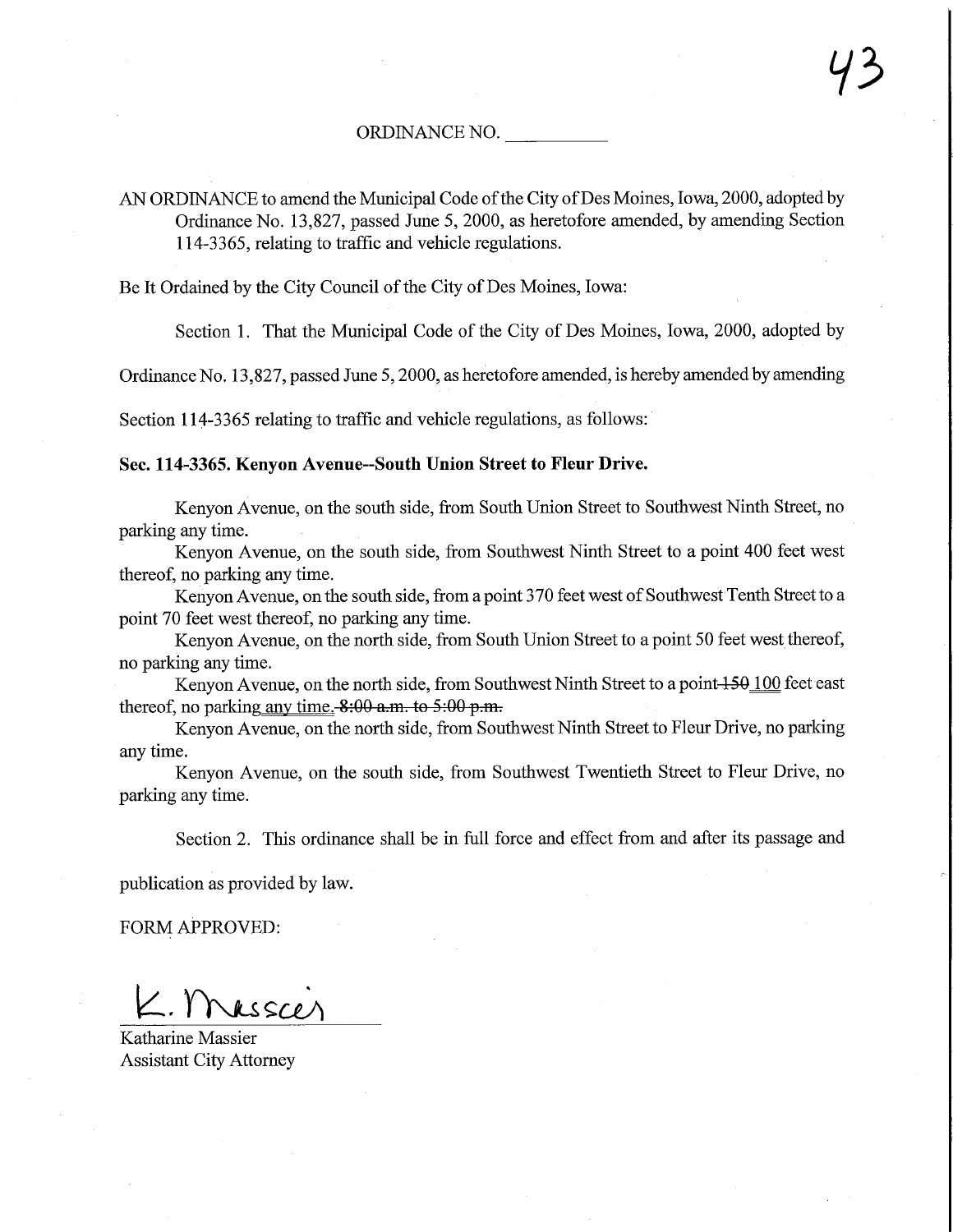ORDINANCE NO. \_\_\_\_\_\_\_\_\_\_

AN ORDINANCE to amend the Municipal Code of the City of Des Moines, Iowa, 2000, adopted by Ordinance No. 13,827, passed June 5, 2000, as heretofore amended, by amending Section 114-3365, relating to traffic and vehicle regulations.

Be It Ordained by the City Council of the City of Des Moines, Iowa:

Section 1. That the Municipal Code of the City of Des Moines, Iowa, 2000, adopted by Ordinance No. 13,827, passed June 5, 2000, as heretofore amended, is hereby amended by amending Section 114-3365 relating to traffic and vehicle regulations, as follows:

**Sec. 114-3365. Kenyon Avenue--South Union Street to Fleur Drive.**

Kenyon Avenue, on the south side, from South Union Street to Southwest Ninth Street, no parking any time.

Kenyon Avenue, on the south side, from Southwest Ninth Street to a point 400 feet west thereof, no parking any time.

Kenyon Avenue, on the south side, from a point 370 feet west of Southwest Tenth Street to a point 70 feet west thereof, no parking any time.

Kenyon Avenue, on the north side, from South Union Street to a point 50 feet west thereof, no parking any time.

Kenyon Avenue, on the north side, from Southwest Ninth Street to a point ~~150~~ 100 feet east thereof, no parking any time. ~~8:00 a.m. to 5:00 p.m.~~

Kenyon Avenue, on the north side, from Southwest Ninth Street to Fleur Drive, no parking any time.

Kenyon Avenue, on the south side, from Southwest Twentieth Street to Fleur Drive, no parking any time.

Section 2. This ordinance shall be in full force and effect from and after its passage and publication as provided by law.

FORM APPROVED:

K. Massier

Katharine Massier
Assistant City Attorney